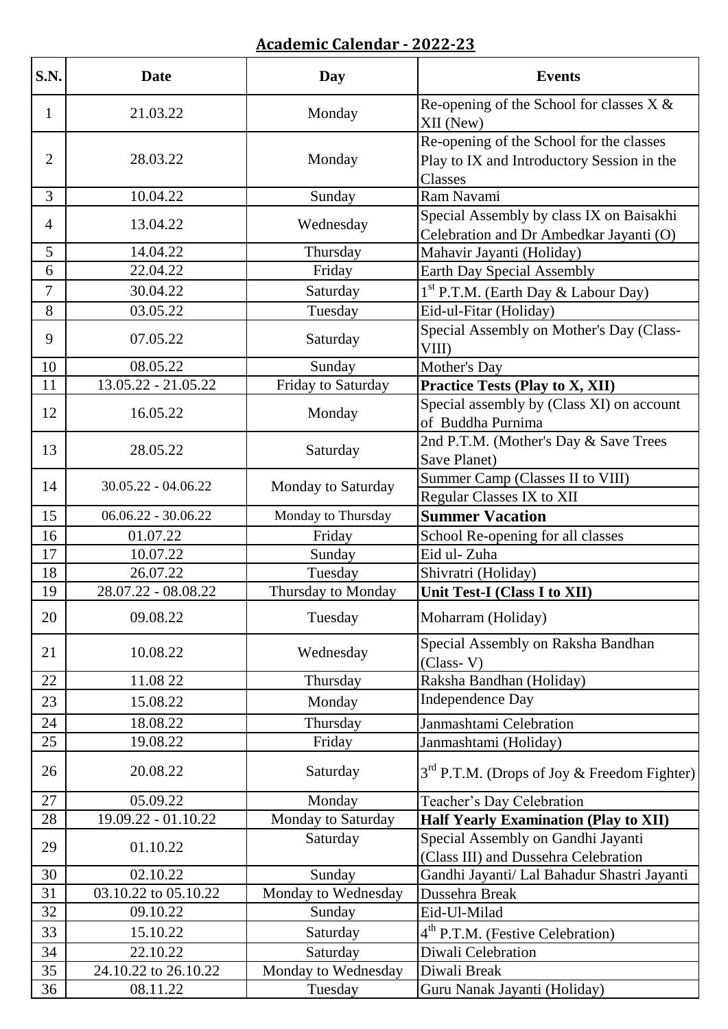## Academic Calendar - 2022-23

| S.N. | Date | Day | Events |
|---|---|---|---|
| 1 | 21.03.22 | Monday | Re-opening of the School for classes X & XII (New) |
| 2 | 28.03.22 | Monday | Re-opening of the School for the classes Play to IX and Introductory Session in the Classes |
| 3 | 10.04.22 | Sunday | Ram Navami |
| 4 | 13.04.22 | Wednesday | Special Assembly by class IX on Baisakhi Celebration and Dr Ambedkar Jayanti (O) |
| 5 | 14.04.22 | Thursday | Mahavir Jayanti (Holiday) |
| 6 | 22.04.22 | Friday | Earth Day Special Assembly |
| 7 | 30.04.22 | Saturday | 1st P.T.M. (Earth Day & Labour Day) |
| 8 | 03.05.22 | Tuesday | Eid-ul-Fitar (Holiday) |
| 9 | 07.05.22 | Saturday | Special Assembly on Mother's Day (Class-VIII) |
| 10 | 08.05.22 | Sunday | Mother's Day |
| 11 | 13.05.22 - 21.05.22 | Friday to Saturday | **Practice Tests (Play to X, XII)** |
| 12 | 16.05.22 | Monday | Special assembly by (Class XI) on account of Buddha Purnima |
| 13 | 28.05.22 | Saturday | 2nd P.T.M. (Mother's Day & Save Trees Save Planet) |
| 14 | 30.05.22 - 04.06.22 | Monday to Saturday | Summer Camp (Classes II to VIII) |
| | | | Regular Classes IX to XII |
| 15 | 06.06.22 - 30.06.22 | Monday to Thursday | **Summer Vacation** |
| 16 | 01.07.22 | Friday | School Re-opening for all classes |
| 17 | 10.07.22 | Sunday | Eid ul- Zuha |
| 18 | 26.07.22 | Tuesday | Shivratri (Holiday) |
| 19 | 28.07.22 - 08.08.22 | Thursday to Monday | **Unit Test-I (Class I to XII)** |
| 20 | 09.08.22 | Tuesday | Moharram (Holiday) |
| 21 | 10.08.22 | Wednesday | Special Assembly on Raksha Bandhan (Class- V) |
| 22 | 11.08 22 | Thursday | Raksha Bandhan (Holiday) |
| 23 | 15.08.22 | Monday | Independence Day |
| 24 | 18.08.22 | Thursday | Janmashtami Celebration |
| 25 | 19.08.22 | Friday | Janmashtami (Holiday) |
| 26 | 20.08.22 | Saturday | 3rd P.T.M. (Drops of Joy & Freedom Fighter) |
| 27 | 05.09.22 | Monday | Teacher's Day Celebration |
| 28 | 19.09.22 - 01.10.22 | Monday to Saturday | **Half Yearly Examination (Play to XII)** |
| 29 | 01.10.22 | Saturday | Special Assembly on Gandhi Jayanti (Class III) and Dussehra Celebration |
| 30 | 02.10.22 | Sunday | Gandhi Jayanti/ Lal Bahadur Shastri Jayanti |
| 31 | 03.10.22 to 05.10.22 | Monday to Wednesday | Dussehra Break |
| 32 | 09.10.22 | Sunday | Eid-Ul-Milad |
| 33 | 15.10.22 | Saturday | 4th P.T.M. (Festive Celebration) |
| 34 | 22.10.22 | Saturday | Diwali Celebration |
| 35 | 24.10.22 to 26.10.22 | Monday to Wednesday | Diwali Break |
| 36 | 08.11.22 | Tuesday | Guru Nanak Jayanti (Holiday) |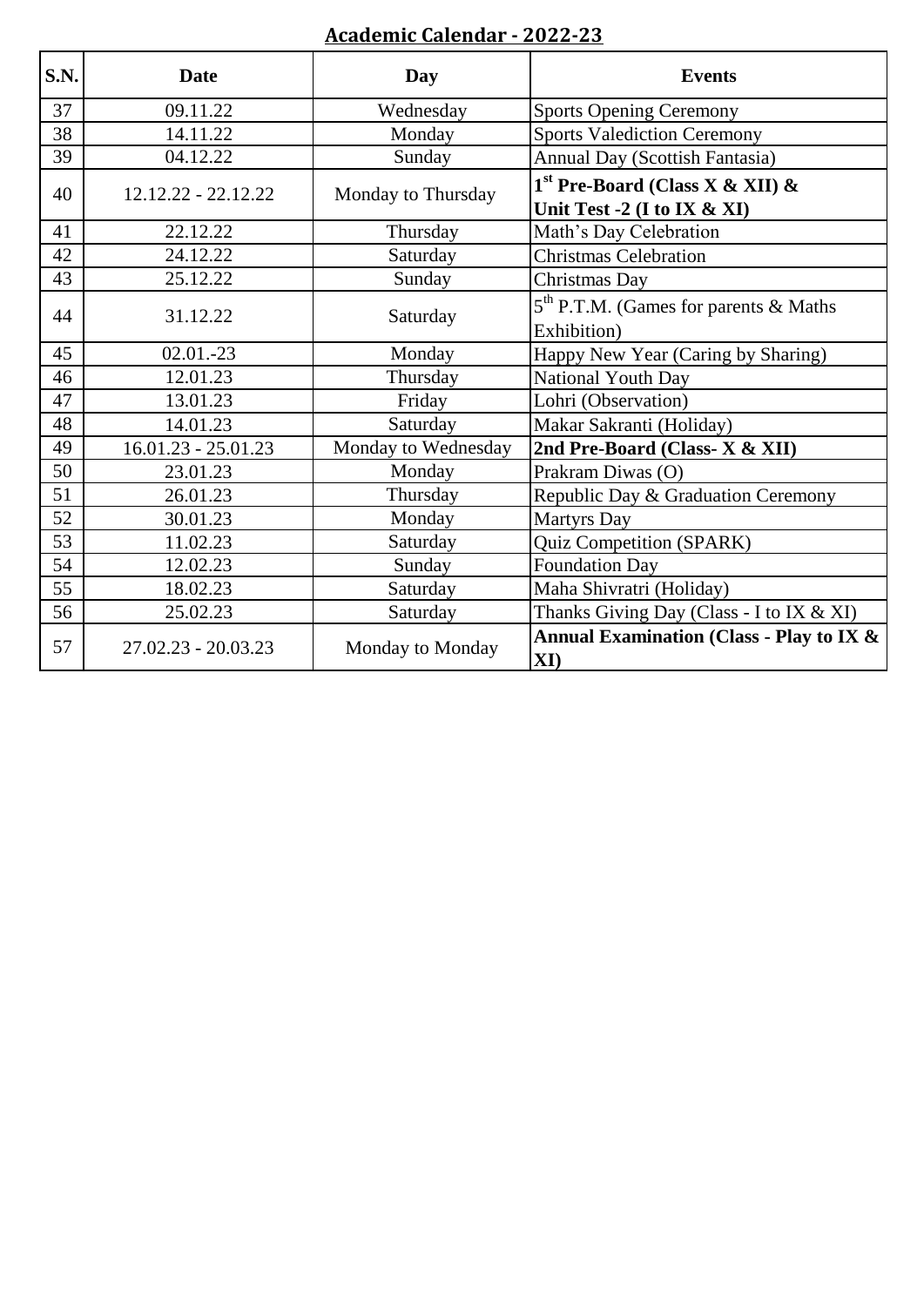## Academic Calendar - 2022-23

| S.N. | Date | Day | Events |
|---|---|---|---|
| 37 | 09.11.22 | Wednesday | Sports Opening Ceremony |
| 38 | 14.11.22 | Monday | Sports Valediction Ceremony |
| 39 | 04.12.22 | Sunday | Annual Day (Scottish Fantasia) |
| 40 | 12.12.22 - 22.12.22 | Monday to Thursday | **1st Pre-Board (Class X & XII) & Unit Test -2 (I to IX & XI)** |
| 41 | 22.12.22 | Thursday | Math's Day Celebration |
| 42 | 24.12.22 | Saturday | Christmas Celebration |
| 43 | 25.12.22 | Sunday | Christmas Day |
| 44 | 31.12.22 | Saturday | 5th P.T.M. (Games for parents & Maths Exhibition) |
| 45 | 02.01.-23 | Monday | Happy New Year (Caring by Sharing) |
| 46 | 12.01.23 | Thursday | National Youth Day |
| 47 | 13.01.23 | Friday | Lohri (Observation) |
| 48 | 14.01.23 | Saturday | Makar Sakranti (Holiday) |
| 49 | 16.01.23 - 25.01.23 | Monday to Wednesday | **2nd Pre-Board (Class- X & XII)** |
| 50 | 23.01.23 | Monday | Prakram Diwas (O) |
| 51 | 26.01.23 | Thursday | Republic Day & Graduation Ceremony |
| 52 | 30.01.23 | Monday | Martyrs Day |
| 53 | 11.02.23 | Saturday | Quiz Competition (SPARK) |
| 54 | 12.02.23 | Sunday | Foundation Day |
| 55 | 18.02.23 | Saturday | Maha Shivratri (Holiday) |
| 56 | 25.02.23 | Saturday | Thanks Giving Day (Class - I to IX & XI) |
| 57 | 27.02.23 - 20.03.23 | Monday to Monday | **Annual Examination (Class - Play to IX & XI)** |